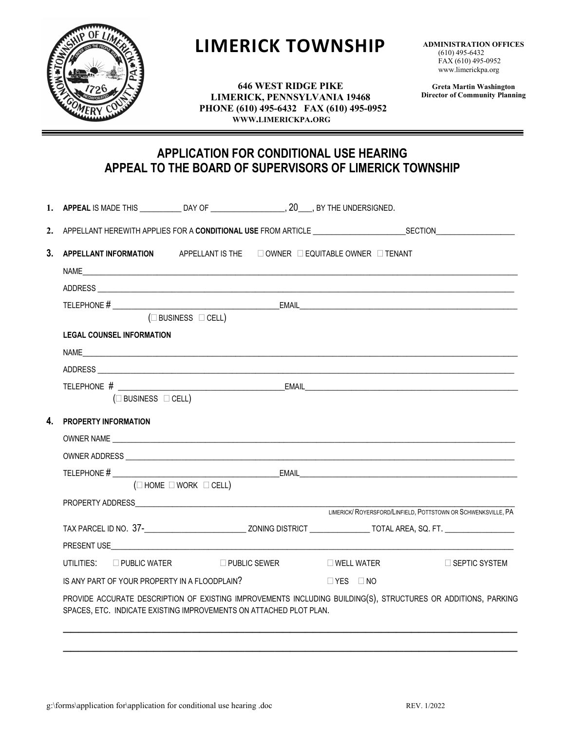# LIMERICK TOWNSHIP

**646 WEST RIDGE PIKE**
**LIMERICK, PENNSYLVANIA 19468**
**PHONE (610) 495-6432 FAX (610) 495-0952**
**WWW.LIMERICKPA.ORG**

**ADMINISTRATION OFFICES**
(610) 495-6432
FAX (610) 495-0952
www.limerickpa.org

**Greta Martin Washington**
**Director of Community Planning**

## APPLICATION FOR CONDITIONAL USE HEARING
## APPEAL TO THE BOARD OF SUPERVISORS OF LIMERICK TOWNSHIP

**1.** **APPEAL** IS MADE THIS __________ DAY OF __________________, 20___, BY THE UNDERSIGNED.

**2.** APPELLANT HEREWITH APPLIES FOR A **CONDITIONAL USE** FROM ARTICLE _______________________SECTION___________________

**3.** **APPELLANT INFORMATION** APPELLANT IS THE ☐ OWNER ☐ EQUITABLE OWNER ☐ TENANT

NAME______________________________________________________________________________

ADDRESS ____________________________________________________________________________

TELEPHONE # ________________________________________EMAIL__________________________________
(☐ BUSINESS ☐ CELL)

**LEGAL COUNSEL INFORMATION**

NAME______________________________________________________________________________

ADDRESS ____________________________________________________________________________

TELEPHONE # ______________________________________EMAIL___________________________________
(☐ BUSINESS ☐ CELL)

**4.** **PROPERTY INFORMATION**

OWNER NAME ________________________________________________________________________

OWNER ADDRESS ______________________________________________________________________

TELEPHONE # ________________________________________EMAIL__________________________________
(☐ HOME ☐ WORK ☐ CELL)

PROPERTY ADDRESS____________________________________________________________________
LIMERICK/ ROYERSFORD/LINFIELD, POTTSTOWN OR SCHWENKSVILLE, PA

TAX PARCEL ID NO. 37-_________________________ ZONING DISTRICT _______________ TOTAL AREA, SQ. FT. _________________

PRESENT USE_________________________________________________________________________

UTILITIES: ☐ PUBLIC WATER ☐ PUBLIC SEWER ☐ WELL WATER ☐ SEPTIC SYSTEM

IS ANY PART OF YOUR PROPERTY IN A FLOODPLAIN? ☐ YES ☐ NO

PROVIDE ACCURATE DESCRIPTION OF EXISTING IMPROVEMENTS INCLUDING BUILDING(S), STRUCTURES OR ADDITIONS, PARKING SPACES, ETC. INDICATE EXISTING IMPROVEMENTS ON ATTACHED PLOT PLAN.

______________________________________________________________________________________

______________________________________________________________________________________

g:\forms\application for\application for conditional use hearing .doc REV. 1/2022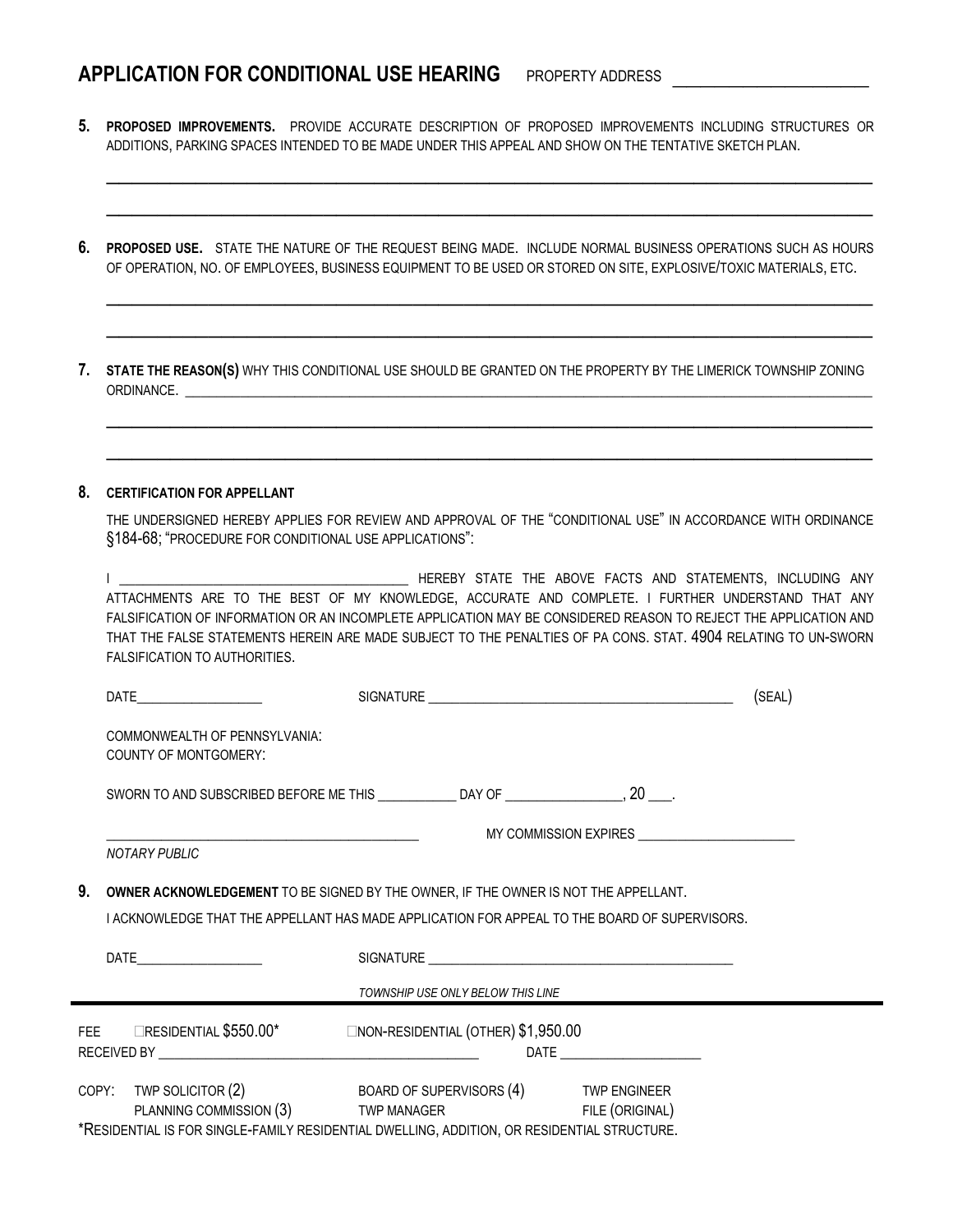## APPLICATION FOR CONDITIONAL USE HEARING

PROPERTY ADDRESS ______________________

**5. PROPOSED IMPROVEMENTS.** PROVIDE ACCURATE DESCRIPTION OF PROPOSED IMPROVEMENTS INCLUDING STRUCTURES OR ADDITIONS, PARKING SPACES INTENDED TO BE MADE UNDER THIS APPEAL AND SHOW ON THE TENTATIVE SKETCH PLAN.

______________________________________________________________________________

______________________________________________________________________________

**6. PROPOSED USE.** STATE THE NATURE OF THE REQUEST BEING MADE. INCLUDE NORMAL BUSINESS OPERATIONS SUCH AS HOURS OF OPERATION, NO. OF EMPLOYEES, BUSINESS EQUIPMENT TO BE USED OR STORED ON SITE, EXPLOSIVE/TOXIC MATERIALS, ETC.

______________________________________________________________________________

______________________________________________________________________________

**7. STATE THE REASON(S)** WHY THIS CONDITIONAL USE SHOULD BE GRANTED ON THE PROPERTY BY THE LIMERICK TOWNSHIP ZONING ORDINANCE. ______________________________________________________________________________

______________________________________________________________________________

______________________________________________________________________________

**8. CERTIFICATION FOR APPELLANT**

THE UNDERSIGNED HEREBY APPLIES FOR REVIEW AND APPROVAL OF THE "CONDITIONAL USE" IN ACCORDANCE WITH ORDINANCE §184-68; "PROCEDURE FOR CONDITIONAL USE APPLICATIONS":

I ________________________________ HEREBY STATE THE ABOVE FACTS AND STATEMENTS, INCLUDING ANY ATTACHMENTS ARE TO THE BEST OF MY KNOWLEDGE, ACCURATE AND COMPLETE. I FURTHER UNDERSTAND THAT ANY FALSIFICATION OF INFORMATION OR AN INCOMPLETE APPLICATION MAY BE CONSIDERED REASON TO REJECT THE APPLICATION AND THAT THE FALSE STATEMENTS HEREIN ARE MADE SUBJECT TO THE PENALTIES OF PA CONS. STAT. 4904 RELATING TO UN-SWORN FALSIFICATION TO AUTHORITIES.

DATE__________________ SIGNATURE ______________________________________ (SEAL)

COMMONWEALTH OF PENNSYLVANIA:
COUNTY OF MONTGOMERY:

SWORN TO AND SUBSCRIBED BEFORE ME THIS ___________ DAY OF ________________, 20 ___.

______________________________________ MY COMMISSION EXPIRES ______________________

*NOTARY PUBLIC*

**9. OWNER ACKNOWLEDGEMENT** TO BE SIGNED BY THE OWNER, IF THE OWNER IS NOT THE APPELLANT.

I ACKNOWLEDGE THAT THE APPELLANT HAS MADE APPLICATION FOR APPEAL TO THE BOARD OF SUPERVISORS.

DATE__________________ SIGNATURE ______________________________________

*TOWNSHIP USE ONLY BELOW THIS LINE*

---

FEE ☐RESIDENTIAL $550.00* ☐NON-RESIDENTIAL (OTHER) $1,950.00

RECEIVED BY ________________________________________ DATE ____________________

COPY: TWP SOLICITOR (2) BOARD OF SUPERVISORS (4) TWP ENGINEER
PLANNING COMMISSION (3) TWP MANAGER FILE (ORIGINAL)

*RESIDENTIAL IS FOR SINGLE-FAMILY RESIDENTIAL DWELLING, ADDITION, OR RESIDENTIAL STRUCTURE.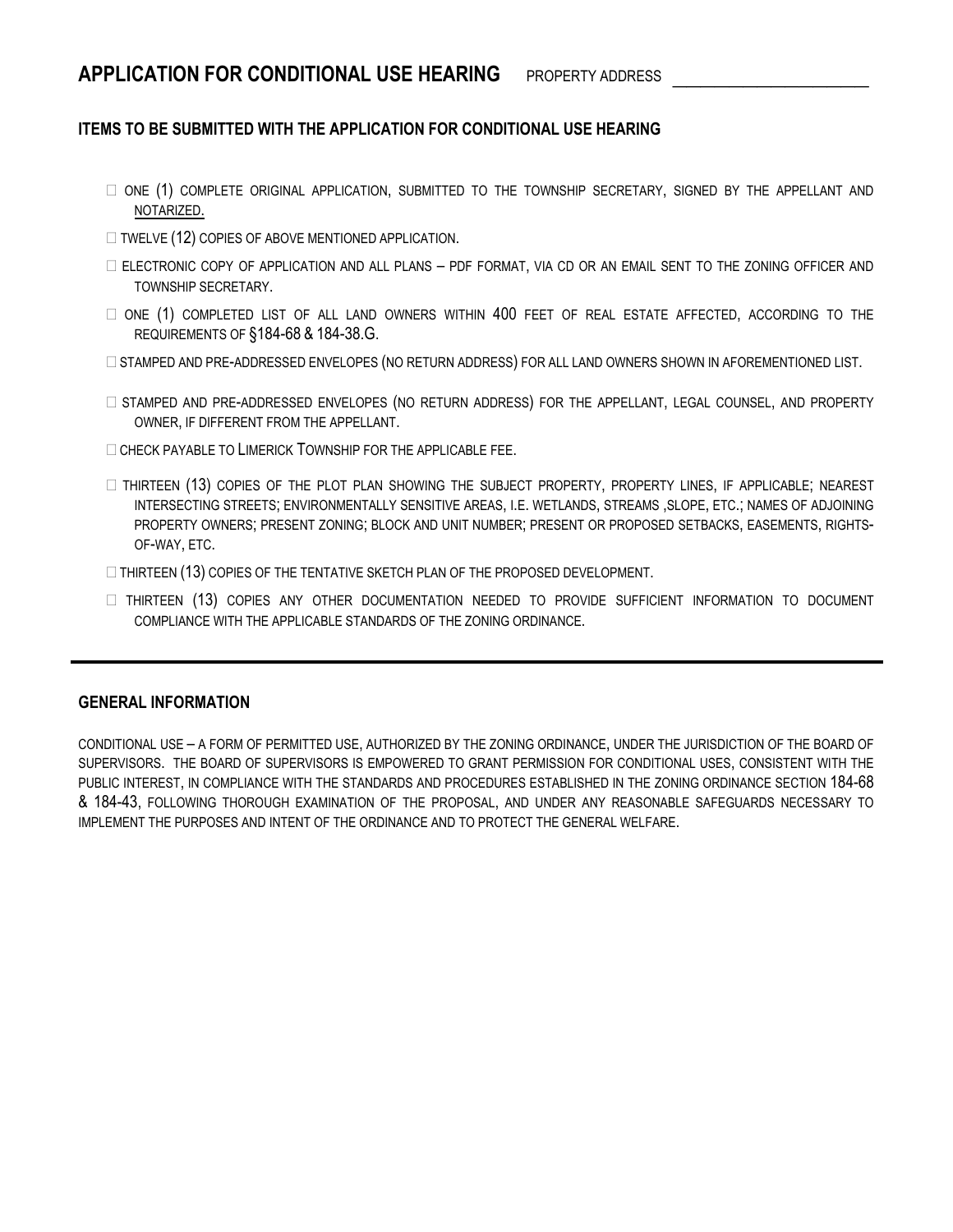# APPLICATION FOR CONDITIONAL USE HEARING

PROPERTY ADDRESS \_\_\_\_\_\_\_\_\_\_\_\_\_\_\_\_\_\_\_\_\_\_\_\_

## ITEMS TO BE SUBMITTED WITH THE APPLICATION FOR CONDITIONAL USE HEARING

- ☐ ONE (1) COMPLETE ORIGINAL APPLICATION, SUBMITTED TO THE TOWNSHIP SECRETARY, SIGNED BY THE APPELLANT AND NOTARIZED.
- ☐ TWELVE (12) COPIES OF ABOVE MENTIONED APPLICATION.
- ☐ ELECTRONIC COPY OF APPLICATION AND ALL PLANS – PDF FORMAT, VIA CD OR AN EMAIL SENT TO THE ZONING OFFICER AND TOWNSHIP SECRETARY.
- ☐ ONE (1) COMPLETED LIST OF ALL LAND OWNERS WITHIN 400 FEET OF REAL ESTATE AFFECTED, ACCORDING TO THE REQUIREMENTS OF §184-68 & 184-38.G.
- ☐ STAMPED AND PRE-ADDRESSED ENVELOPES (NO RETURN ADDRESS) FOR ALL LAND OWNERS SHOWN IN AFOREMENTIONED LIST.
- ☐ STAMPED AND PRE-ADDRESSED ENVELOPES (NO RETURN ADDRESS) FOR THE APPELLANT, LEGAL COUNSEL, AND PROPERTY OWNER, IF DIFFERENT FROM THE APPELLANT.
- ☐ CHECK PAYABLE TO LIMERICK TOWNSHIP FOR THE APPLICABLE FEE.
- ☐ THIRTEEN (13) COPIES OF THE PLOT PLAN SHOWING THE SUBJECT PROPERTY, PROPERTY LINES, IF APPLICABLE; NEAREST INTERSECTING STREETS; ENVIRONMENTALLY SENSITIVE AREAS, I.E. WETLANDS, STREAMS ,SLOPE, ETC.; NAMES OF ADJOINING PROPERTY OWNERS; PRESENT ZONING; BLOCK AND UNIT NUMBER; PRESENT OR PROPOSED SETBACKS, EASEMENTS, RIGHTS-OF-WAY, ETC.
- ☐ THIRTEEN (13) COPIES OF THE TENTATIVE SKETCH PLAN OF THE PROPOSED DEVELOPMENT.
- ☐ THIRTEEN (13) COPIES ANY OTHER DOCUMENTATION NEEDED TO PROVIDE SUFFICIENT INFORMATION TO DOCUMENT COMPLIANCE WITH THE APPLICABLE STANDARDS OF THE ZONING ORDINANCE.

---

## GENERAL INFORMATION

CONDITIONAL USE – A FORM OF PERMITTED USE, AUTHORIZED BY THE ZONING ORDINANCE, UNDER THE JURISDICTION OF THE BOARD OF SUPERVISORS. THE BOARD OF SUPERVISORS IS EMPOWERED TO GRANT PERMISSION FOR CONDITIONAL USES, CONSISTENT WITH THE PUBLIC INTEREST, IN COMPLIANCE WITH THE STANDARDS AND PROCEDURES ESTABLISHED IN THE ZONING ORDINANCE SECTION 184-68 & 184-43, FOLLOWING THOROUGH EXAMINATION OF THE PROPOSAL, AND UNDER ANY REASONABLE SAFEGUARDS NECESSARY TO IMPLEMENT THE PURPOSES AND INTENT OF THE ORDINANCE AND TO PROTECT THE GENERAL WELFARE.